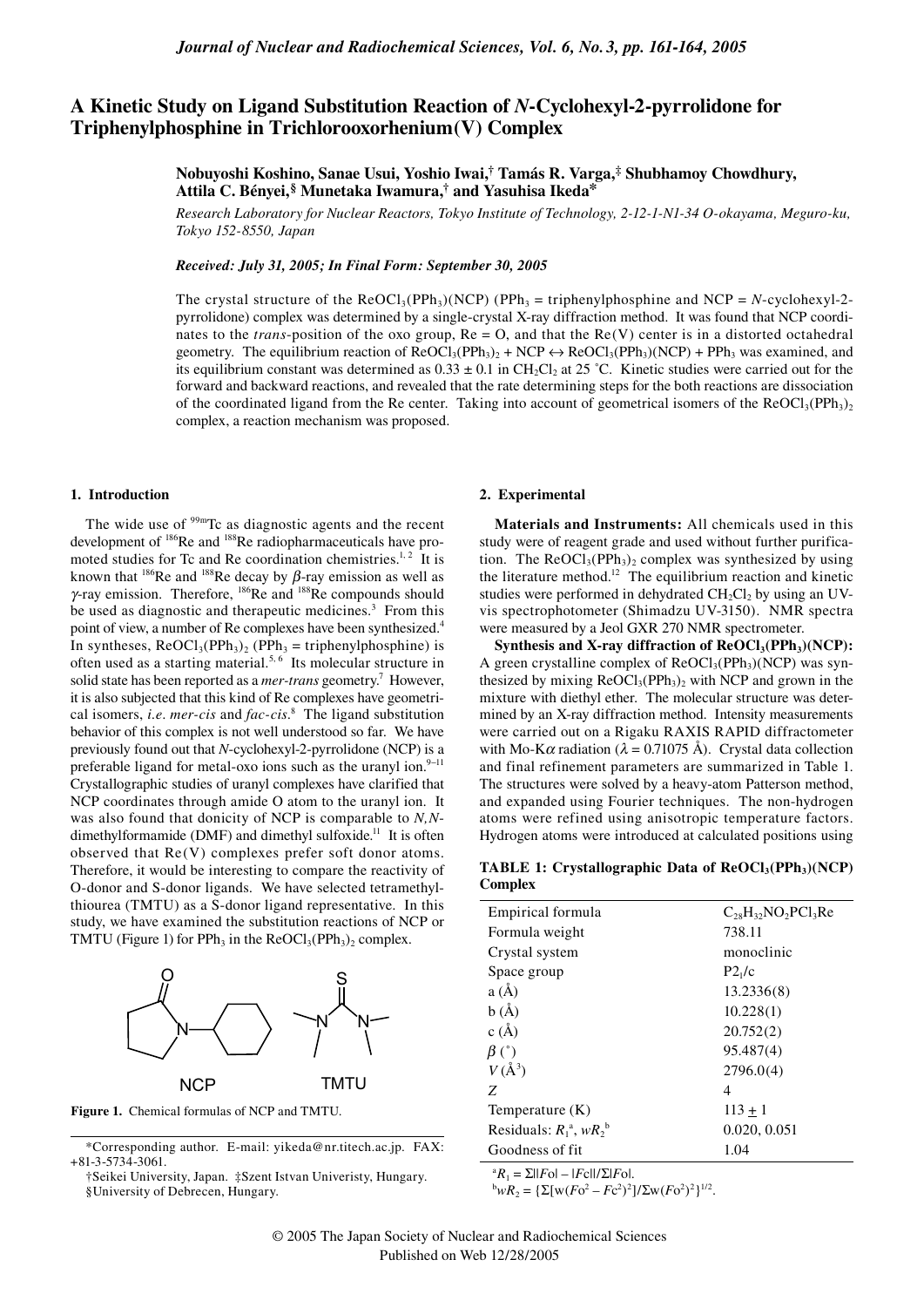# A Kinetic Study on Ligand Substitution Reaction of *N*-Cyclohexyl-2-pyrrolidone for Triphenylphosphine in Trichlorooxorhenium(V) Complex

**Nobuyoshi Koshino, Sanae Usui, Yoshio Iwai,[†] Tamás R. Varga,[‡] Shubhamoy Chowdhury, Attila C. Bényei,[§] Munetaka Iwamura,[†] and Yasuhisa Ikeda***

*Research Laboratory for Nuclear Reactors, Tokyo Institute of Technology, 2-12-1-N1-34 O-okayama, Meguro-ku, Tokyo 152-8550, Japan*

*Received: July 31, 2005; In Final Form: September 30, 2005*

The crystal structure of the $ReOCl_3(PPh_3)(NCP)$ ($PPh_3$ = triphenylphosphine and NCP = *N*-cyclohexyl-2-pyrrolidone) complex was determined by a single-crystal X-ray diffraction method. It was found that NCP coordinates to the *trans*-position of the oxo group, Re = O, and that the Re(V) center is in a distorted octahedral geometry. The equilibrium reaction of $ReOCl_3(PPh_3)_2$ + NCP $\leftrightarrow$ $ReOCl_3(PPh_3)(NCP)$ + $PPh_3$ was examined, and its equilibrium constant was determined as $0.33 \pm 0.1$ in $CH_2Cl_2$ at 25 ˚C. Kinetic studies were carried out for the forward and backward reactions, and revealed that the rate determining steps for the both reactions are dissociation of the coordinated ligand from the Re center. Taking into account of geometrical isomers of the $ReOCl_3(PPh_3)_2$ complex, a reaction mechanism was proposed.

## 1. Introduction

The wide use of $^{99m}$Tc as diagnostic agents and the recent development of $^{186}$Re and $^{188}$Re radiopharmaceuticals have promoted studies for Tc and Re coordination chemistries.[1, 2] It is known that $^{186}$Re and $^{188}$Re decay by $\beta$-ray emission as well as $\gamma$-ray emission. Therefore, $^{186}$Re and $^{188}$Re compounds should be used as diagnostic and therapeutic medicines.[3] From this point of view, a number of Re complexes have been synthesized.[4] In syntheses, $ReOCl_3(PPh_3)_2$ ($PPh_3$ = triphenylphosphine) is often used as a starting material.[5, 6] Its molecular structure in solid state has been reported as a *mer-trans* geometry.[7] However, it is also subjected that this kind of Re complexes have geometrical isomers, *i.e*. *mer-cis* and *fac-cis*.[8] The ligand substitution behavior of this complex is not well understood so far. We have previously found out that *N*-cyclohexyl-2-pyrrolidone (NCP) is a preferable ligand for metal-oxo ions such as the uranyl ion.[9–11] Crystallographic studies of uranyl complexes have clarified that NCP coordinates through amide O atom to the uranyl ion. It was also found that donicity of NCP is comparable to *N,N*-dimethylformamide (DMF) and dimethyl sulfoxide.[11] It is often observed that Re(V) complexes prefer soft donor atoms. Therefore, it would be interesting to compare the reactivity of O-donor and S-donor ligands. We have selected tetramethylthiourea (TMTU) as a S-donor ligand representative. In this study, we have examined the substitution reactions of NCP or TMTU (Figure 1) for $PPh_3$ in the $ReOCl_3(PPh_3)_2$ complex.

**Figure 1.** Chemical formulas of NCP and TMTU.

*Corresponding author. E-mail: yikeda@nr.titech.ac.jp. FAX: +81-3-5734-3061.

†Seikei University, Japan. ‡Szent Istvan Univeristy, Hungary.

§University of Debrecen, Hungary.

## 2. Experimental

**Materials and Instruments:** All chemicals used in this study were of reagent grade and used without further purification. The $ReOCl_3(PPh_3)_2$ complex was synthesized by using the literature method.[12] The equilibrium reaction and kinetic studies were performed in dehydrated $CH_2Cl_2$ by using an UV-vis spectrophotometer (Shimadzu UV-3150). NMR spectra were measured by a Jeol GXR 270 NMR spectrometer.

**Synthesis and X-ray diffraction of $ReOCl_3(PPh_3)(NCP)$:** A green crystalline complex of $ReOCl_3(PPh_3)(NCP)$ was synthesized by mixing $ReOCl_3(PPh_3)_2$ with NCP and grown in the mixture with diethyl ether. The molecular structure was determined by an X-ray diffraction method. Intensity measurements were carried out on a Rigaku RAXIS RAPID diffractometer with Mo-K$\alpha$ radiation ($\lambda$ = 0.71075 Å). Crystal data collection and final refinement parameters are summarized in Table 1. The structures were solved by a heavy-atom Patterson method, and expanded using Fourier techniques. The non-hydrogen atoms were refined using anisotropic temperature factors. Hydrogen atoms were introduced at calculated positions using

**TABLE 1: Crystallographic Data of $ReOCl_3(PPh_3)(NCP)$ Complex**

| | |
|---|---|
| Empirical formula | $C_{28}H_{32}NO_2PCl_3Re$ |
| Formula weight | 738.11 |
| Crystal system | monoclinic |
| Space group | $P2_1/c$ |
| a (Å) | 13.2336(8) |
| b (Å) | 10.228(1) |
| c (Å) | 20.752(2) |
| $\beta$ (˚) | 95.487(4) |
| $V$ (Å$^3$) | 2796.0(4) |
| $Z$ | 4 |
| Temperature (K) | $113 \pm 1$ |
| Residuals: $R_1$[a], $wR_2$[b] | 0.020, 0.051 |
| Goodness of fit | 1.04 |

[a] $R_1 = \Sigma||Fo| - |Fc||/\Sigma|Fo|$.
[b] $wR_2 = \{\Sigma[w(Fo^2 - Fc^2)^2]/\Sigma w(Fo^2)^2\}^{1/2}$.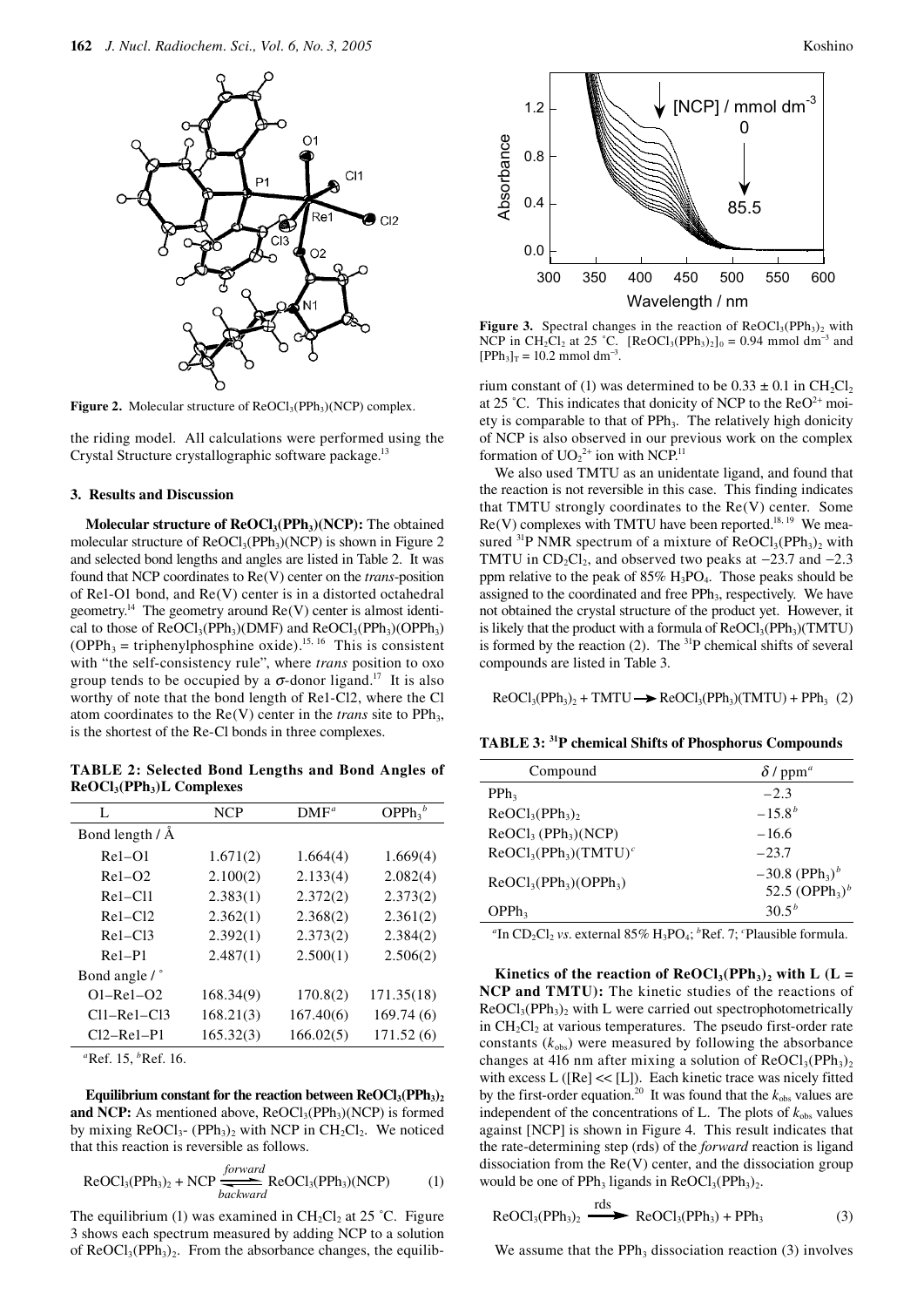Figure 2. Molecular structure of $ReOCl_3(PPh_3)(NCP)$ complex.

the riding model. All calculations were performed using the Crystal Structure crystallographic software package.[13]

### 3. Results and Discussion

**Molecular structure of $ReOCl_3(PPh_3)(NCP)$:** The obtained molecular structure of $ReOCl_3(PPh_3)(NCP)$ is shown in Figure 2 and selected bond lengths and angles are listed in Table 2. It was found that NCP coordinates to Re(V) center on the *trans*-position of Re1-O1 bond, and Re(V) center is in a distorted octahedral geometry.[14] The geometry around Re(V) center is almost identical to those of $ReOCl_3(PPh_3)(DMF)$ and $ReOCl_3(PPh_3)(OPPh_3)$ ($OPPh_3$ = triphenylphosphine oxide).[15, 16] This is consistent with "the self-consistency rule", where *trans* position to oxo group tends to be occupied by a σ-donor ligand.[17] It is also worthy of note that the bond length of Re1-Cl2, where the Cl atom coordinates to the Re(V) center in the *trans* site to $PPh_3$, is the shortest of the Re-Cl bonds in three complexes.

**TABLE 2: Selected Bond Lengths and Bond Angles of $ReOCl_3(PPh_3)L$ Complexes**

| L | NCP | DMF[a] | $OPPh_3$[b] |
|---|---|---|---|
| Bond length / Å | | | |
| Re1–O1 | 1.671(2) | 1.664(4) | 1.669(4) |
| Re1–O2 | 2.100(2) | 2.133(4) | 2.082(4) |
| Re1–Cl1 | 2.383(1) | 2.372(2) | 2.373(2) |
| Re1–Cl2 | 2.362(1) | 2.368(2) | 2.361(2) |
| Re1–Cl3 | 2.392(1) | 2.373(2) | 2.384(2) |
| Re1–P1 | 2.487(1) | 2.500(1) | 2.506(2) |
| Bond angle / ˚ | | | |
| O1–Re1–O2 | 168.34(9) | 170.8(2) | 171.35(18) |
| Cl1–Re1–Cl3 | 168.21(3) | 167.40(6) | 169.74 (6) |
| Cl2–Re1–P1 | 165.32(3) | 166.02(5) | 171.52 (6) |

[a]Ref. 15, [b]Ref. 16.

**Equilibrium constant for the reaction between $ReOCl_3(PPh_3)_2$ and NCP:** As mentioned above, $ReOCl_3(PPh_3)(NCP)$ is formed by mixing $ReOCl_3$- $(PPh_3)_2$ with NCP in $CH_2Cl_2$. We noticed that this reaction is reversible as follows.

$$ReOCl_3(PPh_3)_2 + NCP \underset{backward}{\overset{forward}{\rightleftharpoons}} ReOCl_3(PPh_3)(NCP) \quad (1)$$

The equilibrium (1) was examined in $CH_2Cl_2$ at 25 ˚C. Figure 3 shows each spectrum measured by adding NCP to a solution of $ReOCl_3(PPh_3)_2$. From the absorbance changes, the equilibrium constant of (1) was determined to be 0.33 ± 0.1 in $CH_2Cl_2$ at 25 ˚C. This indicates that donicity of NCP to the $ReO^{2+}$ moiety is comparable to that of $PPh_3$. The relatively high donicity of NCP is also observed in our previous work on the complex formation of $UO_2^{2+}$ ion with NCP.[11]

Figure 3. Spectral changes in the reaction of $ReOCl_3(PPh_3)_2$ with NCP in $CH_2Cl_2$ at 25 ˚C. $[ReOCl_3(PPh_3)_2]_0$ = 0.94 mmol dm$^{-3}$ and $[PPh_3]_T$ = 10.2 mmol dm$^{-3}$.

We also used TMTU as an unidentate ligand, and found that the reaction is not reversible in this case. This finding indicates that TMTU strongly coordinates to the Re(V) center. Some Re(V) complexes with TMTU have been reported.[18, 19] We measured $^{31}P$ NMR spectrum of a mixture of $ReOCl_3(PPh_3)_2$ with TMTU in $CD_2Cl_2$, and observed two peaks at −23.7 and −2.3 ppm relative to the peak of 85% $H_3PO_4$. Those peaks should be assigned to the coordinated and free $PPh_3$, respectively. We have not obtained the crystal structure of the product yet. However, it is likely that the product with a formula of $ReOCl_3(PPh_3)(TMTU)$ is formed by the reaction (2). The $^{31}P$ chemical shifts of several compounds are listed in Table 3.

$$ReOCl_3(PPh_3)_2 + TMTU \rightarrow ReOCl_3(PPh_3)(TMTU) + PPh_3 \quad (2)$$

**TABLE 3: $^{31}P$ chemical Shifts of Phosphorus Compounds**

| Compound | $\delta$ / ppm[a] |
|---|---|
| $PPh_3$ | −2.3 |
| $ReOCl_3(PPh_3)_2$ | −15.8[b] |
| $ReOCl_3(PPh_3)(NCP)$ | −16.6 |
| $ReOCl_3(PPh_3)(TMTU)$[c] | −23.7 |
| $ReOCl_3(PPh_3)(OPPh_3)$ | −30.8 ($PPh_3$)[b]<br>52.5 ($OPPh_3$)[b] |
| $OPPh_3$ | 30.5[b] |

[a]In $CD_2Cl_2$ *vs*. external 85% $H_3PO_4$; [b]Ref. 7; [c]Plausible formula.

**Kinetics of the reaction of $ReOCl_3(PPh_3)_2$ with L (L = NCP and TMTU):** The kinetic studies of the reactions of $ReOCl_3(PPh_3)_2$ with L were carried out spectrophotometrically in $CH_2Cl_2$ at various temperatures. The pseudo first-order rate constants ($k_{obs}$) were measured by following the absorbance changes at 416 nm after mixing a solution of $ReOCl_3(PPh_3)_2$ with excess L ([Re] << [L]). Each kinetic trace was nicely fitted by the first-order equation.[20] It was found that the $k_{obs}$ values are independent of the concentrations of L. The plots of $k_{obs}$ values against [NCP] is shown in Figure 4. This result indicates that the rate-determining step (rds) of the *forward* reaction is ligand dissociation from the Re(V) center, and the dissociation group would be one of $PPh_3$ ligands in $ReOCl_3(PPh_3)_2$.

$$ReOCl_3(PPh_3)_2 \xrightarrow{\text{rds}} ReOCl_3(PPh_3) + PPh_3 \quad (3)$$

We assume that the $PPh_3$ dissociation reaction (3) involves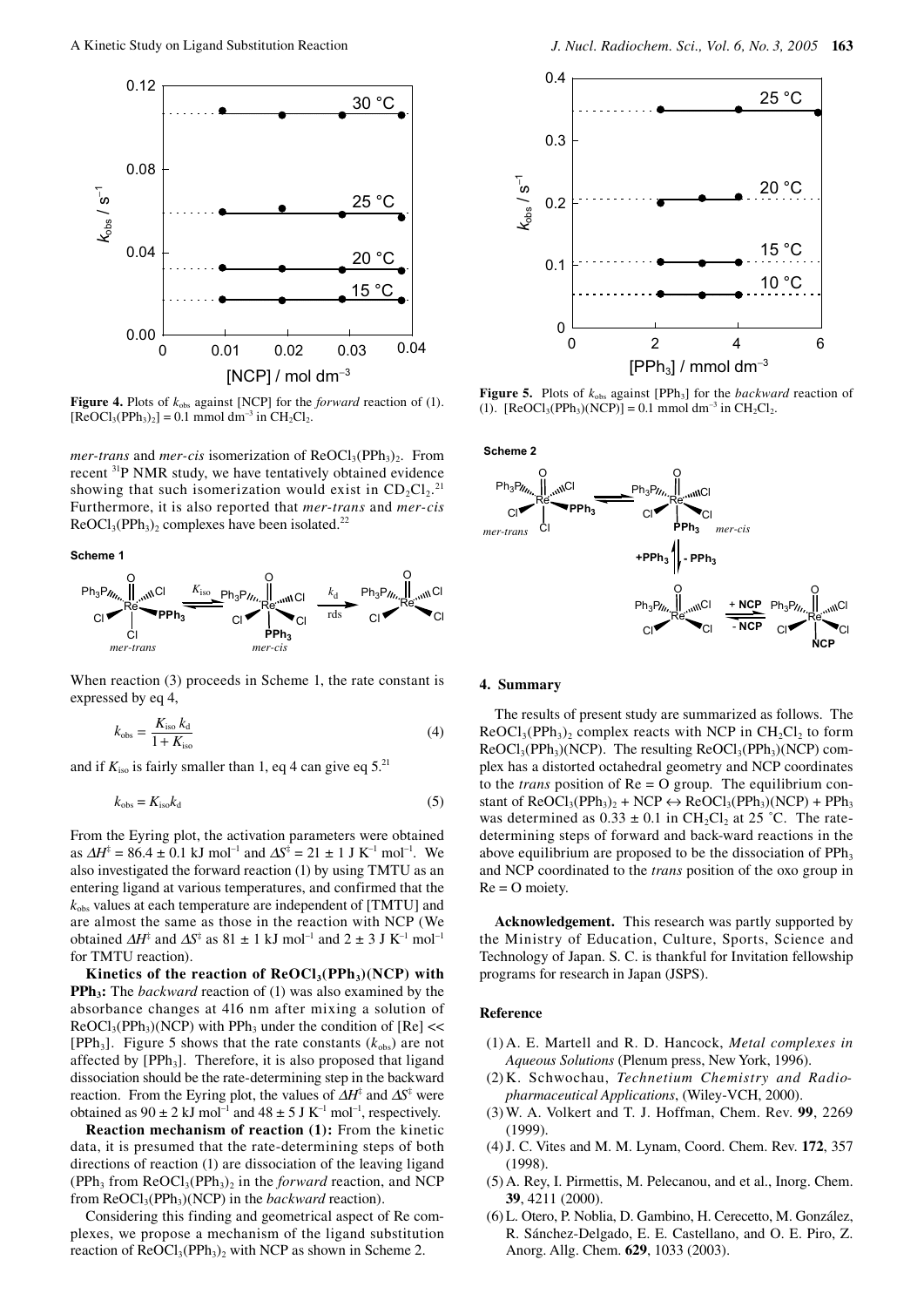**Figure 4.** Plots of $k_{obs}$ against [NCP] for the *forward* reaction of (1). $[ReOCl_3(PPh_3)_2] = 0.1$ mmol dm$^{-3}$ in $CH_2Cl_2$.

*mer-trans* and *mer-cis* isomerization of $ReOCl_3(PPh_3)_2$. From recent $^{31}P$ NMR study, we have tentatively obtained evidence showing that such isomerization would exist in $CD_2Cl_2$.[21] Furthermore, it is also reported that *mer-trans* and *mer-cis* $ReOCl_3(PPh_3)_2$ complexes have been isolated.[22]

**Scheme 1**

When reaction (3) proceeds in Scheme 1, the rate constant is expressed by eq 4,

$$k_{obs} = \frac{K_{iso}\,k_d}{1 + K_{iso}} \tag{4}$$

and if $K_{iso}$ is fairly smaller than 1, eq 4 can give eq 5.[21]

$$k_{obs} = K_{iso}k_d \tag{5}$$

From the Eyring plot, the activation parameters were obtained as $\Delta H^{\ddagger} = 86.4 \pm 0.1$ kJ mol$^{-1}$ and $\Delta S^{\ddagger} = 21 \pm 1$ J K$^{-1}$ mol$^{-1}$. We also investigated the forward reaction (1) by using TMTU as an entering ligand at various temperatures, and confirmed that the $k_{obs}$ values at each temperature are independent of [TMTU] and are almost the same as those in the reaction with NCP (We obtained $\Delta H^{\ddagger}$ and $\Delta S^{\ddagger}$ as $81 \pm 1$ kJ mol$^{-1}$ and $2 \pm 3$ J K$^{-1}$ mol$^{-1}$ for TMTU reaction).

**Kinetics of the reaction of $ReOCl_3(PPh_3)(NCP)$ with $PPh_3$:** The *backward* reaction of (1) was also examined by the absorbance changes at 416 nm after mixing a solution of $ReOCl_3(PPh_3)(NCP)$ with $PPh_3$ under the condition of [Re] << [$PPh_3$]. Figure 5 shows that the rate constants ($k_{obs}$) are not affected by [$PPh_3$]. Therefore, it is also proposed that ligand dissociation should be the rate-determining step in the backward reaction. From the Eyring plot, the values of $\Delta H^{\ddagger}$ and $\Delta S^{\ddagger}$ were obtained as $90 \pm 2$ kJ mol$^{-1}$ and $48 \pm 5$ J K$^{-1}$ mol$^{-1}$, respectively.

**Reaction mechanism of reaction (1):** From the kinetic data, it is presumed that the rate-determining steps of both directions of reaction (1) are dissociation of the leaving ligand ($PPh_3$ from $ReOCl_3(PPh_3)_2$ in the *forward* reaction, and NCP from $ReOCl_3(PPh_3)(NCP)$ in the *backward* reaction).

Considering this finding and geometrical aspect of Re complexes, we propose a mechanism of the ligand substitution reaction of $ReOCl_3(PPh_3)_2$ with NCP as shown in Scheme 2.

**Figure 5.** Plots of $k_{obs}$ against [$PPh_3$] for the *backward* reaction of (1). $[ReOCl_3(PPh_3)(NCP)] = 0.1$ mmol dm$^{-3}$ in $CH_2Cl_2$.

**Scheme 2**

## 4. Summary

The results of present study are summarized as follows. The $ReOCl_3(PPh_3)_2$ complex reacts with NCP in $CH_2Cl_2$ to form $ReOCl_3(PPh_3)(NCP)$. The resulting $ReOCl_3(PPh_3)(NCP)$ complex has a distorted octahedral geometry and NCP coordinates to the *trans* position of Re = O group. The equilibrium constant of $ReOCl_3(PPh_3)_2 + NCP \leftrightarrow ReOCl_3(PPh_3)(NCP) + PPh_3$ was determined as $0.33 \pm 0.1$ in $CH_2Cl_2$ at 25 ˚C. The rate-determining steps of forward and back-ward reactions in the above equilibrium are proposed to be the dissociation of $PPh_3$ and NCP coordinated to the *trans* position of the oxo group in Re = O moiety.

**Acknowledgement.** This research was partly supported by the Ministry of Education, Culture, Sports, Science and Technology of Japan. S. C. is thankful for Invitation fellowship programs for research in Japan (JSPS).

## Reference

(1) A. E. Martell and R. D. Hancock, *Metal complexes in Aqueous Solutions* (Plenum press, New York, 1996).
(2) K. Schwochau, *Technetium Chemistry and Radiopharmaceutical Applications*, (Wiley-VCH, 2000).
(3) W. A. Volkert and T. J. Hoffman, Chem. Rev. **99**, 2269 (1999).
(4) J. C. Vites and M. M. Lynam, Coord. Chem. Rev. **172**, 357 (1998).
(5) A. Rey, I. Pirmettis, M. Pelecanou, and et al., Inorg. Chem. **39**, 4211 (2000).
(6) L. Otero, P. Noblia, D. Gambino, H. Cerecetto, M. González, R. Sánchez-Delgado, E. E. Castellano, and O. E. Piro, Z. Anorg. Allg. Chem. **629**, 1033 (2003).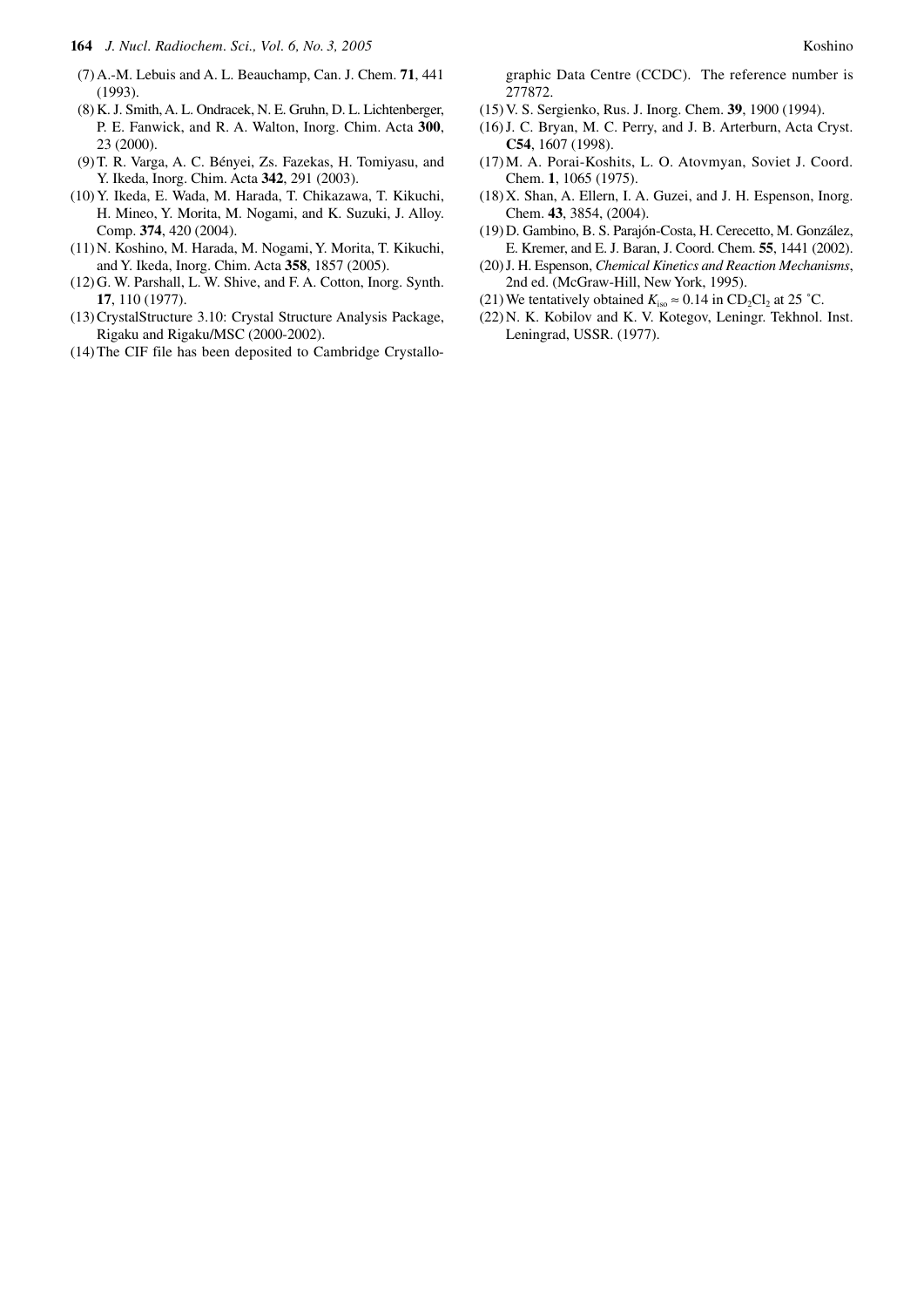(7) A.-M. Lebuis and A. L. Beauchamp, Can. J. Chem. **71**, 441 (1993).

(8) K. J. Smith, A. L. Ondracek, N. E. Gruhn, D. L. Lichtenberger, P. E. Fanwick, and R. A. Walton, Inorg. Chim. Acta **300**, 23 (2000).

(9) T. R. Varga, A. C. Bényei, Zs. Fazekas, H. Tomiyasu, and Y. Ikeda, Inorg. Chim. Acta **342**, 291 (2003).

(10) Y. Ikeda, E. Wada, M. Harada, T. Chikazawa, T. Kikuchi, H. Mineo, Y. Morita, M. Nogami, and K. Suzuki, J. Alloy. Comp. **374**, 420 (2004).

(11) N. Koshino, M. Harada, M. Nogami, Y. Morita, T. Kikuchi, and Y. Ikeda, Inorg. Chim. Acta **358**, 1857 (2005).

(12) G. W. Parshall, L. W. Shive, and F. A. Cotton, Inorg. Synth. **17**, 110 (1977).

(13) CrystalStructure 3.10: Crystal Structure Analysis Package, Rigaku and Rigaku/MSC (2000-2002).

(14) The CIF file has been deposited to Cambridge Crystallographic Data Centre (CCDC). The reference number is 277872.

(15) V. S. Sergienko, Rus. J. Inorg. Chem. **39**, 1900 (1994).

(16) J. C. Bryan, M. C. Perry, and J. B. Arterburn, Acta Cryst. **C54**, 1607 (1998).

(17) M. A. Porai-Koshits, L. O. Atovmyan, Soviet J. Coord. Chem. **1**, 1065 (1975).

(18) X. Shan, A. Ellern, I. A. Guzei, and J. H. Espenson, Inorg. Chem. **43**, 3854, (2004).

(19) D. Gambino, B. S. Parajón-Costa, H. Cerecetto, M. González, E. Kremer, and E. J. Baran, J. Coord. Chem. **55**, 1441 (2002).

(20) J. H. Espenson, *Chemical Kinetics and Reaction Mechanisms*, 2nd ed. (McGraw-Hill, New York, 1995).

(21) We tentatively obtained $K_{iso} \approx 0.14$ in $CD_2Cl_2$ at 25 °C.

(22) N. K. Kobilov and K. V. Kotegov, Leningr. Tekhnol. Inst. Leningrad, USSR. (1977).